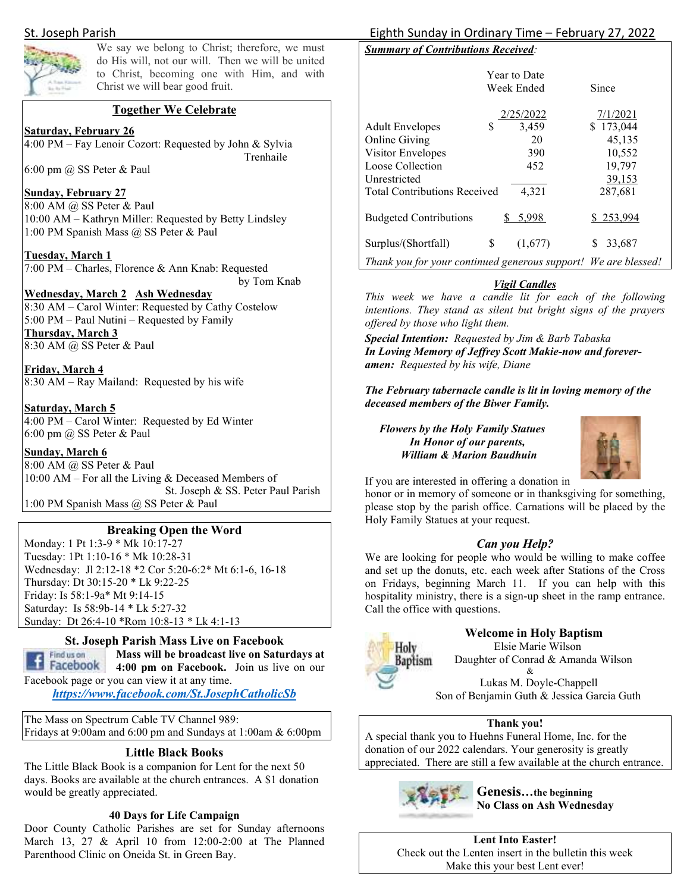We say we belong to Christ; therefore, we must do His will, not our will. Then we will be united to Christ, becoming one with Him, and with Christ we will bear good fruit.

## Together We Celebrate

**Saturday, February 26**
4:00 PM – Fay Lenoir Cozort: Requested by John & Sylvia Trenhaile
6:00 pm @ SS Peter & Paul

**Sunday, February 27**
8:00 AM @ SS Peter & Paul
10:00 AM – Kathryn Miller: Requested by Betty Lindsley
1:00 PM Spanish Mass @ SS Peter & Paul

**Tuesday, March 1**
7:00 PM – Charles, Florence & Ann Knab: Requested by Tom Knab

**Wednesday, March 2 Ash Wednesday**
8:30 AM – Carol Winter: Requested by Cathy Costelow
5:00 PM – Paul Nutini – Requested by Family

**Thursday, March 3**
8:30 AM @ SS Peter & Paul

**Friday, March 4**
8:30 AM – Ray Mailand: Requested by his wife

**Saturday, March 5**
4:00 PM – Carol Winter: Requested by Ed Winter
6:00 pm @ SS Peter & Paul

**Sunday, March 6**
8:00 AM @ SS Peter & Paul
10:00 AM – For all the Living & Deceased Members of St. Joseph & SS. Peter Paul Parish
1:00 PM Spanish Mass @ SS Peter & Paul

## Breaking Open the Word

Monday: 1 Pt 1:3-9 * Mk 10:17-27
Tuesday: 1Pt 1:10-16 * Mk 10:28-31
Wednesday: Jl 2:12-18 *2 Cor 5:20-6:2* Mt 6:1-6, 16-18
Thursday: Dt 30:15-20 * Lk 9:22-25
Friday: Is 58:1-9a* Mt 9:14-15
Saturday: Is 58:9b-14 * Lk 5:27-32
Sunday: Dt 26:4-10 *Rom 10:8-13 * Lk 4:1-13

## St. Joseph Parish Mass Live on Facebook

**Mass will be broadcast live on Saturdays at 4:00 pm on Facebook.** Join us live on our Facebook page or you can view it at any time.
***https://www.facebook.com/St.JosephCatholicSb***

The Mass on Spectrum Cable TV Channel 989:
Fridays at 9:00am and 6:00 pm and Sundays at 1:00am & 6:00pm

### Little Black Books

The Little Black Book is a companion for Lent for the next 50 days. Books are available at the church entrances. A $1 donation would be greatly appreciated.

### 40 Days for Life Campaign

Door County Catholic Parishes are set for Sunday afternoons March 13, 27 & April 10 from 12:00-2:00 at The Planned Parenthood Clinic on Oneida St. in Green Bay.

***Summary of Contributions Received:***

| | Year to Date Week Ended 2/25/2022 | Since 7/1/2021 |
|---|---|---|
| Adult Envelopes | $ 3,459 | $ 173,044 |
| Online Giving | 20 | 45,135 |
| Visitor Envelopes | 390 | 10,552 |
| Loose Collection | 452 | 19,797 |
| Unrestricted | | 39,153 |
| Total Contributions Received | 4,321 | 287,681 |
| Budgeted Contributions | $ 5,998 | $ 253,994 |
| Surplus/(Shortfall) | $ (1,677) | $ 33,687 |

*Thank you for your continued generous support! We are blessed!*

### *Vigil Candles*

*This week we have a candle lit for each of the following intentions. They stand as silent but bright signs of the prayers offered by those who light them.*

***Special Intention:*** *Requested by Jim & Barb Tabaska*
***In Loving Memory of Jeffrey Scott Makie-now and forever-amen:*** *Requested by his wife, Diane*

***The February tabernacle candle is lit in loving memory of the deceased members of the Biwer Family.***

***Flowers by the Holy Family Statues***
***In Honor of our parents,***
***William & Marion Baudhuin***

If you are interested in offering a donation in honor or in memory of someone or in thanksgiving for something, please stop by the parish office. Carnations will be placed by the Holy Family Statues at your request.

### *Can you Help?*

We are looking for people who would be willing to make coffee and set up the donuts, etc. each week after Stations of the Cross on Fridays, beginning March 11. If you can help with this hospitality ministry, there is a sign-up sheet in the ramp entrance. Call the office with questions.

### Welcome in Holy Baptism

Elsie Marie Wilson
Daughter of Conrad & Amanda Wilson
&
Lukas M. Doyle-Chappell
Son of Benjamin Guth & Jessica Garcia Guth

### Thank you!

A special thank you to Huehns Funeral Home, Inc. for the donation of our 2022 calendars. Your generosity is greatly appreciated. There are still a few available at the church entrance.

**Genesis…the beginning**
**No Class on Ash Wednesday**

**Lent Into Easter!**
Check out the Lenten insert in the bulletin this week
Make this your best Lent ever!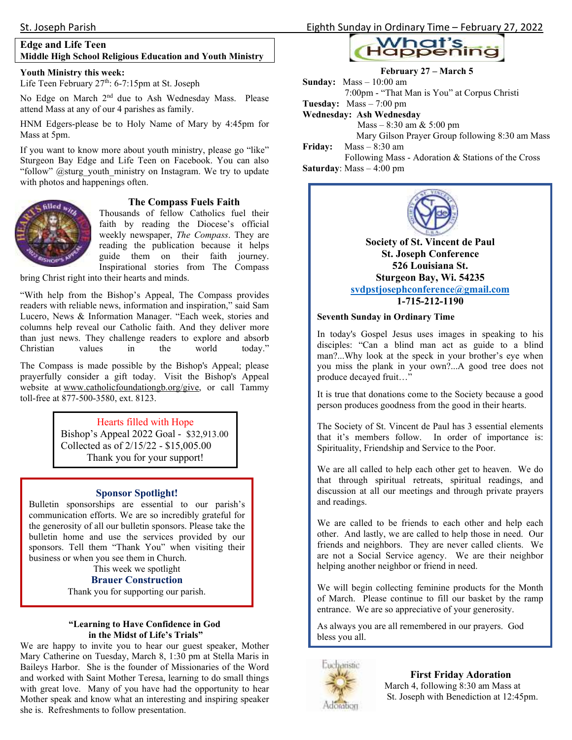## Edge and Life Teen
**Middle High School Religious Education and Youth Ministry**

**Youth Ministry this week:**
Life Teen February 27th: 6-7:15pm at St. Joseph

No Edge on March 2nd due to Ash Wednesday Mass. Please attend Mass at any of our 4 parishes as family.

HNM Edgers-please be to Holy Name of Mary by 4:45pm for Mass at 5pm.

If you want to know more about youth ministry, please go "like" Sturgeon Bay Edge and Life Teen on Facebook. You can also "follow" @sturg_youth_ministry on Instagram. We try to update with photos and happenings often.

### The Compass Fuels Faith

Thousands of fellow Catholics fuel their faith by reading the Diocese's official weekly newspaper, *The Compass*. They are reading the publication because it helps guide them on their faith journey. Inspirational stories from The Compass bring Christ right into their hearts and minds.

"With help from the Bishop's Appeal, The Compass provides readers with reliable news, information and inspiration," said Sam Lucero, News & Information Manager. "Each week, stories and columns help reveal our Catholic faith. And they deliver more than just news. They challenge readers to explore and absorb Christian values in the world today."

The Compass is made possible by the Bishop's Appeal; please prayerfully consider a gift today. Visit the Bishop's Appeal website at www.catholicfoundationgb.org/give, or call Tammy toll-free at 877-500-3580, ext. 8123.

Hearts filled with Hope
Bishop's Appeal 2022 Goal - $32,913.00
Collected as of 2/15/22 - $15,005.00
Thank you for your support!

### Sponsor Spotlight!

Bulletin sponsorships are essential to our parish's communication efforts. We are so incredibly grateful for the generosity of all our bulletin sponsors. Please take the bulletin home and use the services provided by our sponsors. Tell them "Thank You" when visiting their business or when you see them in Church.

This week we spotlight
**Brauer Construction**
Thank you for supporting our parish.

### "Learning to Have Confidence in God in the Midst of Life's Trials"

We are happy to invite you to hear our guest speaker, Mother Mary Catherine on Tuesday, March 8, 1:30 pm at Stella Maris in Baileys Harbor. She is the founder of Missionaries of the Word and worked with Saint Mother Teresa, learning to do small things with great love. Many of you have had the opportunity to hear Mother speak and know what an interesting and inspiring speaker she is. Refreshments to follow presentation.

## What's Happening...

**February 27 – March 5**

**Sunday:** Mass – 10:00 am
7:00pm - "That Man is You" at Corpus Christi
**Tuesday:** Mass – 7:00 pm
**Wednesday: Ash Wednesday**
Mass – 8:30 am & 5:00 pm
Mary Gilson Prayer Group following 8:30 am Mass
**Friday:** Mass – 8:30 am
Following Mass - Adoration & Stations of the Cross
**Saturday**: Mass – 4:00 pm

**Society of St. Vincent de Paul**
**St. Joseph Conference**
**526 Louisiana St.**
**Sturgeon Bay, Wi. 54235**
**svdpstjosephconference@gmail.com**
**1-715-212-1190**

**Seventh Sunday in Ordinary Time**

In today's Gospel Jesus uses images in speaking to his disciples: "Can a blind man act as guide to a blind man?...Why look at the speck in your brother's eye when you miss the plank in your own?...A good tree does not produce decayed fruit…"

It is true that donations come to the Society because a good person produces goodness from the good in their hearts.

The Society of St. Vincent de Paul has 3 essential elements that it's members follow. In order of importance is: Spirituality, Friendship and Service to the Poor.

We are all called to help each other get to heaven. We do that through spiritual retreats, spiritual readings, and discussion at all our meetings and through private prayers and readings.

We are called to be friends to each other and help each other. And lastly, we are called to help those in need. Our friends and neighbors. They are never called clients. We are not a Social Service agency. We are their neighbor helping another neighbor or friend in need.

We will begin collecting feminine products for the Month of March. Please continue to fill our basket by the ramp entrance. We are so appreciative of your generosity.

As always you are all remembered in our prayers. God bless you all.

### First Friday Adoration

March 4, following 8:30 am Mass at St. Joseph with Benediction at 12:45pm.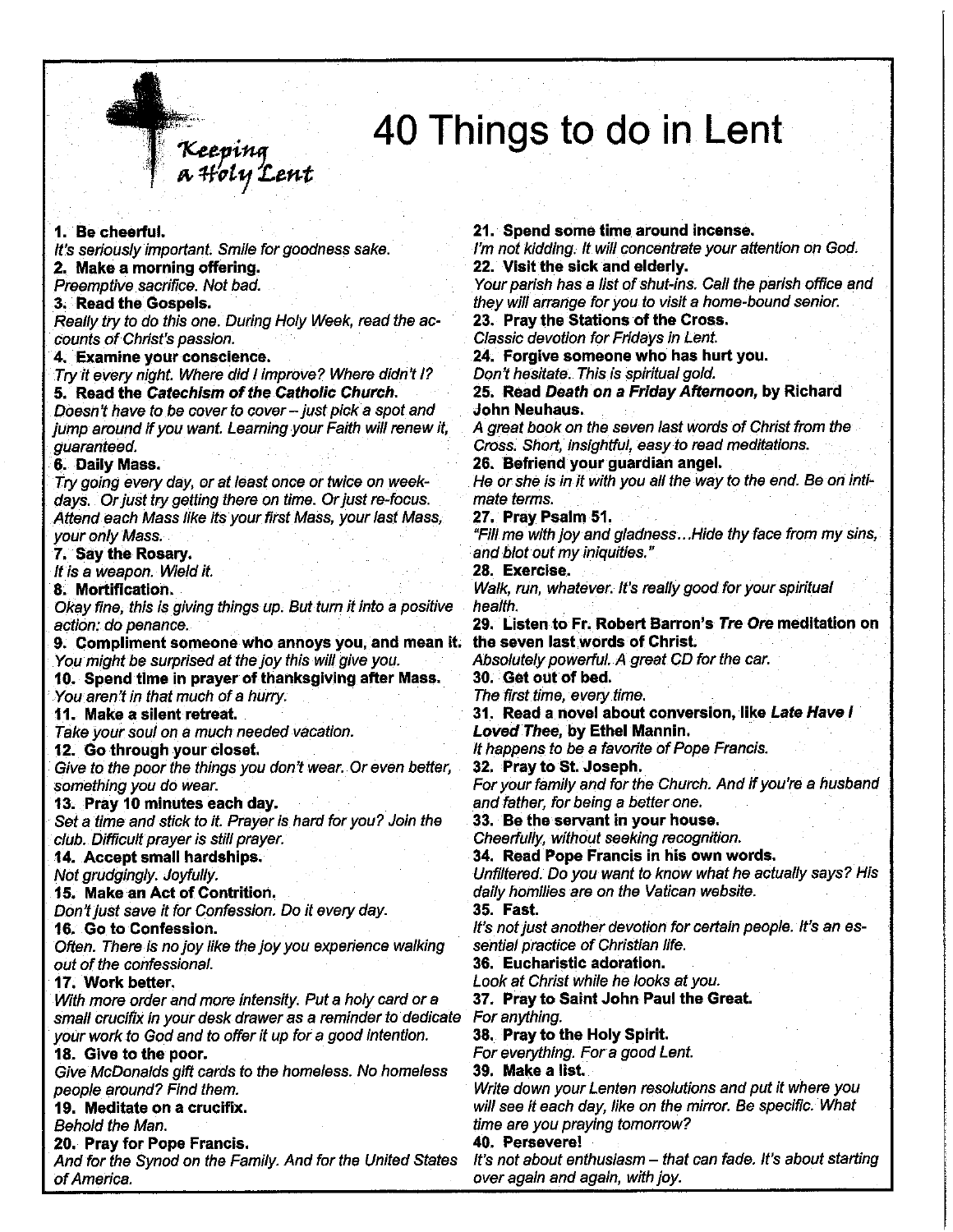Keeping a Holy Lent

# 40 Things to do in Lent

**1. Be cheerful.**
*It's seriously important. Smile for goodness sake.*

**2. Make a morning offering.**
*Preemptive sacrifice. Not bad.*

**3. Read the Gospels.**
*Really try to do this one. During Holy Week, read the accounts of Christ's passion.*

**4. Examine your conscience.**
*Try it every night. Where did I improve? Where didn't I?*

**5. Read the *Catechism of the Catholic Church*.**
*Doesn't have to be cover to cover – just pick a spot and jump around if you want. Learning your Faith will renew it, guaranteed.*

**6. Daily Mass.**
*Try going every day, or at least once or twice on weekdays. Or just try getting there on time. Or just re-focus. Attend each Mass like its your first Mass, your last Mass, your only Mass.*

**7. Say the Rosary.**
*It is a weapon. Wield it.*

**8. Mortification.**
*Okay fine, this is giving things up. But turn it into a positive action: do penance.*

**9. Compliment someone who annoys you, and mean it.**
*You might be surprised at the joy this will give you.*

**10. Spend time in prayer of thanksgiving after Mass.**
*You aren't in that much of a hurry.*

**11. Make a silent retreat.**
*Take your soul on a much needed vacation.*

**12. Go through your closet.**
*Give to the poor the things you don't wear. Or even better, something you do wear.*

**13. Pray 10 minutes each day.**
*Set a time and stick to it. Prayer is hard for you? Join the club. Difficult prayer is still prayer.*

**14. Accept small hardships.**
*Not grudgingly. Joyfully.*

**15. Make an Act of Contrition.**
*Don't just save it for Confession. Do it every day.*

**16. Go to Confession.**
*Often. There is no joy like the joy you experience walking out of the confessional.*

**17. Work better.**
*With more order and more intensity. Put a holy card or a small crucifix in your desk drawer as a reminder to dedicate your work to God and to offer it up for a good intention.*

**18. Give to the poor.**
*Give McDonalds gift cards to the homeless. No homeless people around? Find them.*

**19. Meditate on a crucifix.**
*Behold the Man.*

**20. Pray for Pope Francis.**
*And for the Synod on the Family. And for the United States of America.*

**21. Spend some time around incense.**
*I'm not kidding. It will concentrate your attention on God.*

**22. Visit the sick and elderly.**
*Your parish has a list of shut-ins. Call the parish office and they will arrange for you to visit a home-bound senior.*

**23. Pray the Stations of the Cross.**
*Classic devotion for Fridays in Lent.*

**24. Forgive someone who has hurt you.**
*Don't hesitate. This is spiritual gold.*

**25. Read *Death on a Friday Afternoon*, by Richard John Neuhaus.**
*A great book on the seven last words of Christ from the Cross. Short, insightful, easy to read meditations.*

**26. Befriend your guardian angel.**
*He or she is in it with you all the way to the end. Be on intimate terms.*

**27. Pray Psalm 51.**
*"Fill me with joy and gladness…Hide thy face from my sins, and blot out my iniquities."*

**28. Exercise.**
*Walk, run, whatever. It's really good for your spiritual health.*

**29. Listen to Fr. Robert Barron's *Tre Ore* meditation on the seven last words of Christ.**
*Absolutely powerful. A great CD for the car.*

**30. Get out of bed.**
*The first time, every time.*

**31. Read a novel about conversion, like *Late Have I Loved Thee*, by Ethel Mannin.**
*It happens to be a favorite of Pope Francis.*

**32. Pray to St. Joseph.**
*For your family and for the Church. And if you're a husband and father, for being a better one.*

**33. Be the servant in your house.**
*Cheerfully, without seeking recognition.*

**34. Read Pope Francis in his own words.**
*Unfiltered. Do you want to know what he actually says? His daily homilies are on the Vatican website.*

**35. Fast.**
*It's not just another devotion for certain people. It's an essential practice of Christian life.*

**36. Eucharistic adoration.**
*Look at Christ while he looks at you.*

**37. Pray to Saint John Paul the Great.**
*For anything.*

**38. Pray to the Holy Spirit.**
*For everything. For a good Lent.*

**39. Make a list.**
*Write down your Lenten resolutions and put it where you will see it each day, like on the mirror. Be specific. What time are you praying tomorrow?*

**40. Persevere!**
*It's not about enthusiasm – that can fade. It's about starting over again and again, with joy.*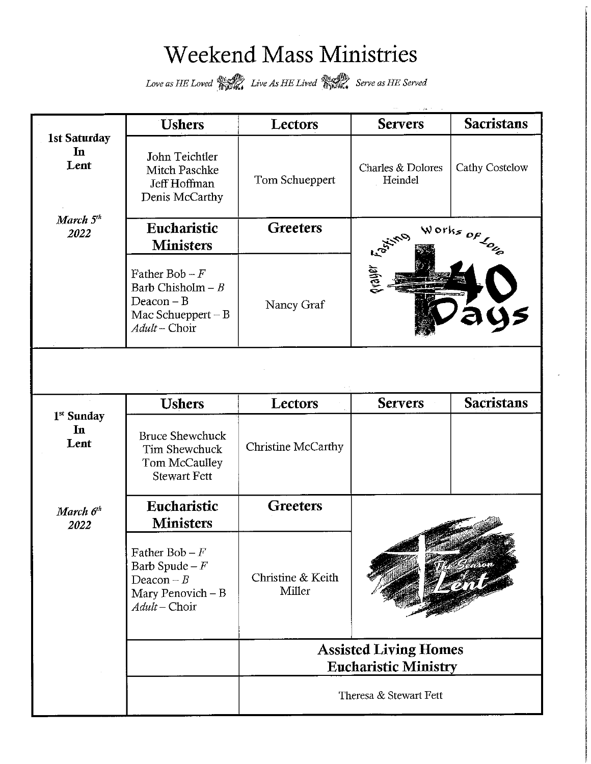# Weekend Mass Ministries

*Love as HE Loved* *Live As HE Lived* *Serve as HE Served*

**1st Saturday In Lent**

*March 5th 2022*

| Ushers | Lectors | Servers | Sacristans |
|---|---|---|---|
| John Teichtler<br>Mitch Paschke<br>Jeff Hoffman<br>Denis McCarthy | Tom Schueppert | Charles & Dolores Heindel | Cathy Costelow |

| Eucharistic Ministers | Greeters |
|---|---|
| Father Bob – *F*<br>Barb Chisholm – *B*<br>Deacon – B<br>Mac Schueppert – B<br>*Adult* – Choir | Nancy Graf |

Prayer Fasting Works of Love 40 Days

**1st Sunday In Lent**

*March 6th 2022*

| Ushers | Lectors | Servers | Sacristans |
|---|---|---|---|
| Bruce Shewchuck<br>Tim Shewchuck<br>Tom McCaulley<br>Stewart Fett | Christine McCarthy | | |

| Eucharistic Ministers | Greeters |
|---|---|
| Father Bob – *F*<br>Barb Spude – *F*<br>Deacon – *B*<br>Mary Penovich – B<br>*Adult* – Choir | Christine & Keith Miller |

The Season of Lent

| Assisted Living Homes Eucharistic Ministry |
|---|
| Theresa & Stewart Fett |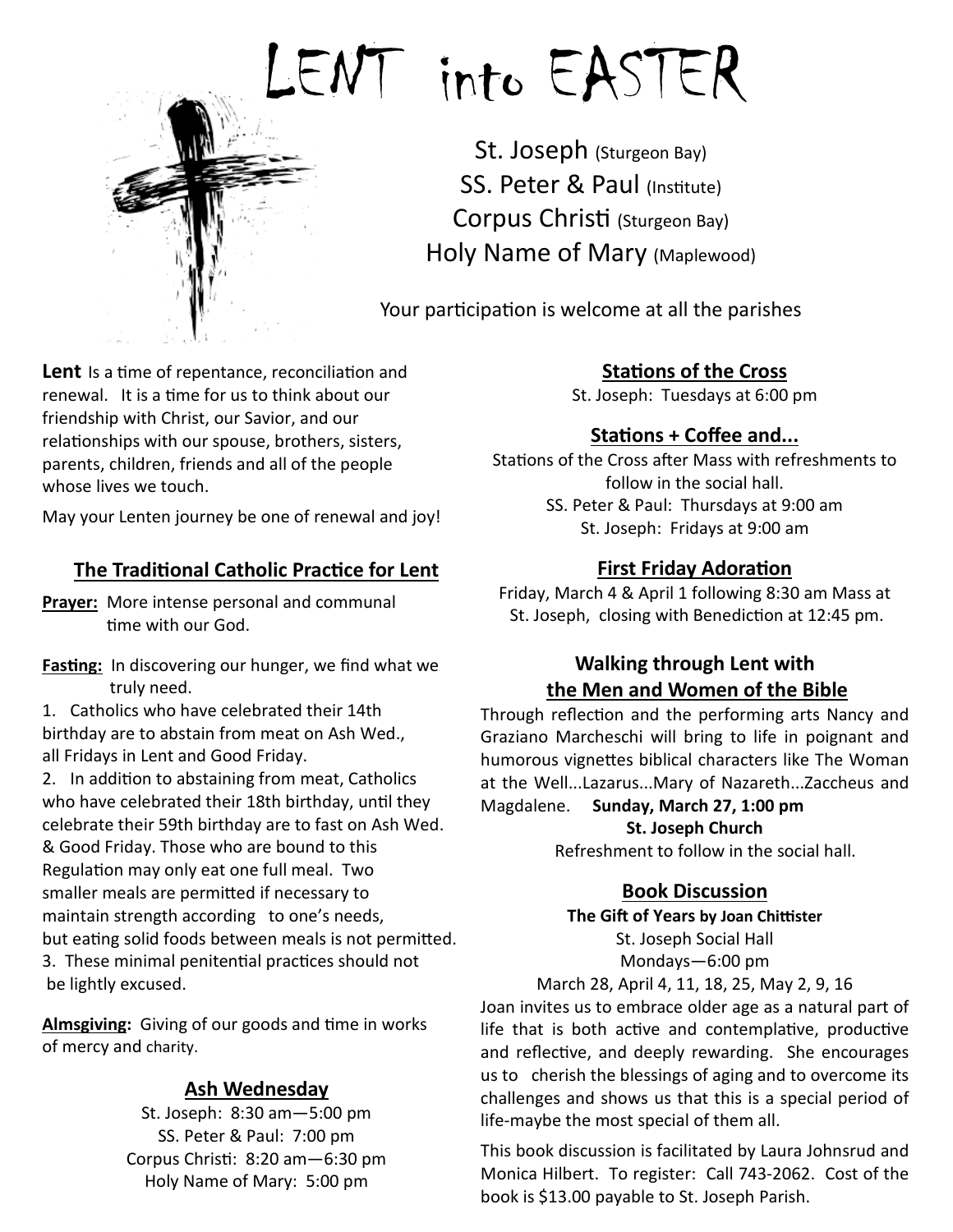# LENT into EASTER

St. Joseph (Sturgeon Bay)
SS. Peter & Paul (Institute)
Corpus Christi (Sturgeon Bay)
Holy Name of Mary (Maplewood)

Your participation is welcome at all the parishes

**Lent** Is a time of repentance, reconciliation and renewal. It is a time for us to think about our friendship with Christ, our Savior, and our relationships with our spouse, brothers, sisters, parents, children, friends and all of the people whose lives we touch.

May your Lenten journey be one of renewal and joy!

## The Traditional Catholic Practice for Lent

**Prayer:** More intense personal and communal time with our God.

**Fasting:** In discovering our hunger, we find what we truly need.

1. Catholics who have celebrated their 14th birthday are to abstain from meat on Ash Wed., all Fridays in Lent and Good Friday.
2. In addition to abstaining from meat, Catholics who have celebrated their 18th birthday, until they celebrate their 59th birthday are to fast on Ash Wed. & Good Friday. Those who are bound to this Regulation may only eat one full meal. Two smaller meals are permitted if necessary to maintain strength according to one's needs, but eating solid foods between meals is not permitted.
3. These minimal penitential practices should not be lightly excused.

**Almsgiving:** Giving of our goods and time in works of mercy and charity.

## Ash Wednesday

St. Joseph: 8:30 am—5:00 pm
SS. Peter & Paul: 7:00 pm
Corpus Christi: 8:20 am—6:30 pm
Holy Name of Mary: 5:00 pm

## Stations of the Cross

St. Joseph: Tuesdays at 6:00 pm

## Stations + Coffee and...

Stations of the Cross after Mass with refreshments to follow in the social hall.
SS. Peter & Paul: Thursdays at 9:00 am
St. Joseph: Fridays at 9:00 am

## First Friday Adoration

Friday, March 4 & April 1 following 8:30 am Mass at St. Joseph, closing with Benediction at 12:45 pm.

## Walking through Lent with the Men and Women of the Bible

Through reflection and the performing arts Nancy and Graziano Marcheschi will bring to life in poignant and humorous vignettes biblical characters like The Woman at the Well...Lazarus...Mary of Nazareth...Zaccheus and Magdalene. **Sunday, March 27, 1:00 pm**

**St. Joseph Church**

Refreshment to follow in the social hall.

## Book Discussion

**The Gift of Years by Joan Chittister**

St. Joseph Social Hall
Mondays—6:00 pm
March 28, April 4, 11, 18, 25, May 2, 9, 16

Joan invites us to embrace older age as a natural part of life that is both active and contemplative, productive and reflective, and deeply rewarding. She encourages us to cherish the blessings of aging and to overcome its challenges and shows us that this is a special period of life-maybe the most special of them all.

This book discussion is facilitated by Laura Johnsrud and Monica Hilbert. To register: Call 743-2062. Cost of the book is $13.00 payable to St. Joseph Parish.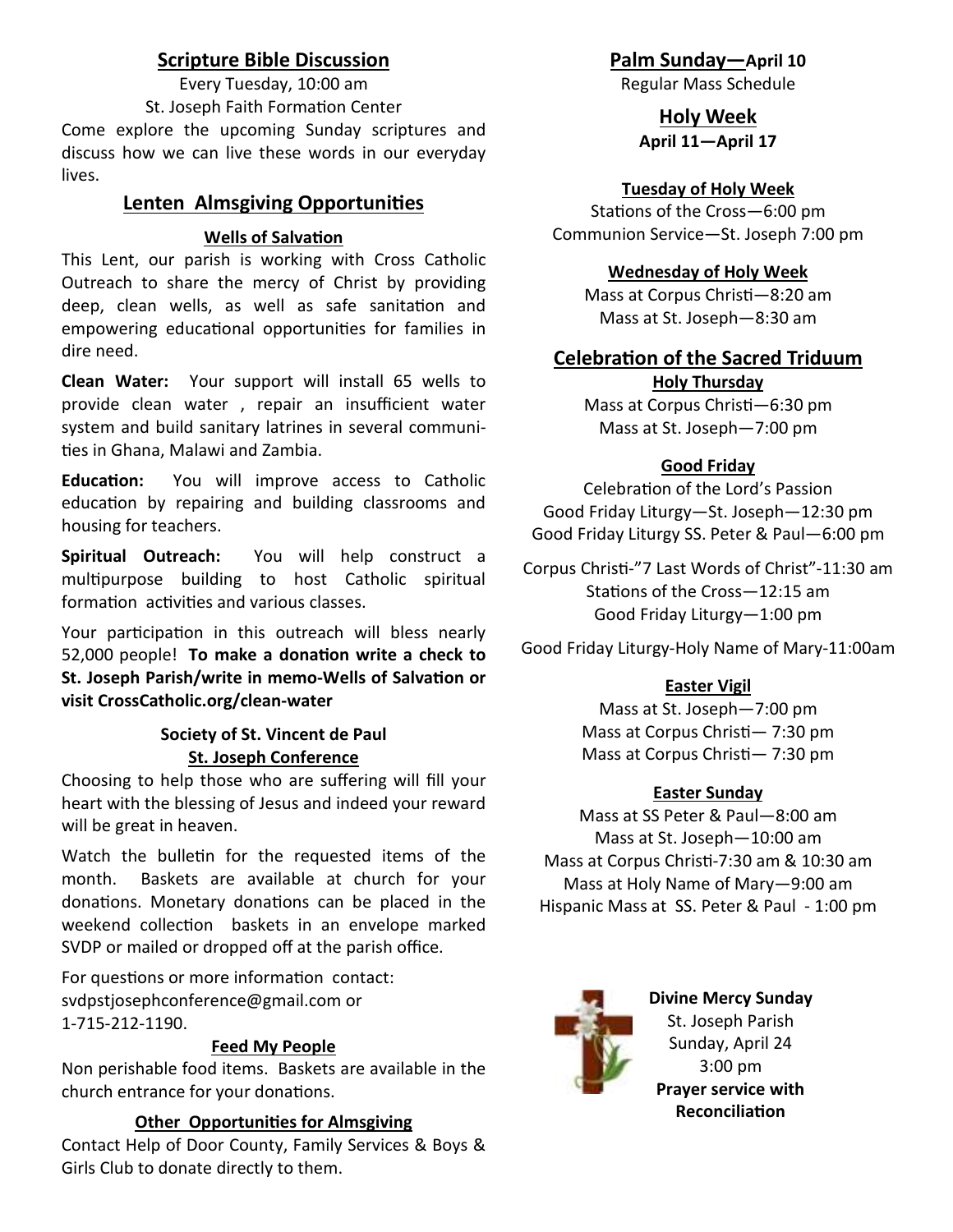## Scripture Bible Discussion

Every Tuesday, 10:00 am

St. Joseph Faith Formation Center

Come explore the upcoming Sunday scriptures and discuss how we can live these words in our everyday lives.

## Lenten Almsgiving Opportunities

### Wells of Salvation

This Lent, our parish is working with Cross Catholic Outreach to share the mercy of Christ by providing deep, clean wells, as well as safe sanitation and empowering educational opportunities for families in dire need.

**Clean Water:** Your support will install 65 wells to provide clean water , repair an insufficient water system and build sanitary latrines in several communities in Ghana, Malawi and Zambia.

**Education:** You will improve access to Catholic education by repairing and building classrooms and housing for teachers.

**Spiritual Outreach:** You will help construct a multipurpose building to host Catholic spiritual formation activities and various classes.

Your participation in this outreach will bless nearly 52,000 people! **To make a donation write a check to St. Joseph Parish/write in memo-Wells of Salvation or visit CrossCatholic.org/clean-water**

### Society of St. Vincent de Paul
### St. Joseph Conference

Choosing to help those who are suffering will fill your heart with the blessing of Jesus and indeed your reward will be great in heaven.

Watch the bulletin for the requested items of the month. Baskets are available at church for your donations. Monetary donations can be placed in the weekend collection baskets in an envelope marked SVDP or mailed or dropped off at the parish office.

For questions or more information contact:
svdpstjosephconference@gmail.com or
1-715-212-1190.

### Feed My People

Non perishable food items. Baskets are available in the church entrance for your donations.

### Other Opportunities for Almsgiving

Contact Help of Door County, Family Services & Boys & Girls Club to donate directly to them.

## Palm Sunday—April 10

Regular Mass Schedule

## Holy Week

**April 11—April 17**

### Tuesday of Holy Week

Stations of the Cross—6:00 pm
Communion Service—St. Joseph 7:00 pm

### Wednesday of Holy Week

Mass at Corpus Christi—8:20 am
Mass at St. Joseph—8:30 am

## Celebration of the Sacred Triduum

### Holy Thursday

Mass at Corpus Christi—6:30 pm
Mass at St. Joseph—7:00 pm

### Good Friday

Celebration of the Lord's Passion
Good Friday Liturgy—St. Joseph—12:30 pm
Good Friday Liturgy SS. Peter & Paul—6:00 pm

Corpus Christi-"7 Last Words of Christ"-11:30 am
Stations of the Cross—12:15 am
Good Friday Liturgy—1:00 pm

Good Friday Liturgy-Holy Name of Mary-11:00am

### Easter Vigil

Mass at St. Joseph—7:00 pm
Mass at Corpus Christi— 7:30 pm
Mass at Corpus Christi— 7:30 pm

### Easter Sunday

Mass at SS Peter & Paul—8:00 am
Mass at St. Joseph—10:00 am
Mass at Corpus Christi-7:30 am & 10:30 am
Mass at Holy Name of Mary—9:00 am
Hispanic Mass at SS. Peter & Paul - 1:00 pm

**Divine Mercy Sunday**
St. Joseph Parish
Sunday, April 24
3:00 pm
**Prayer service with Reconciliation**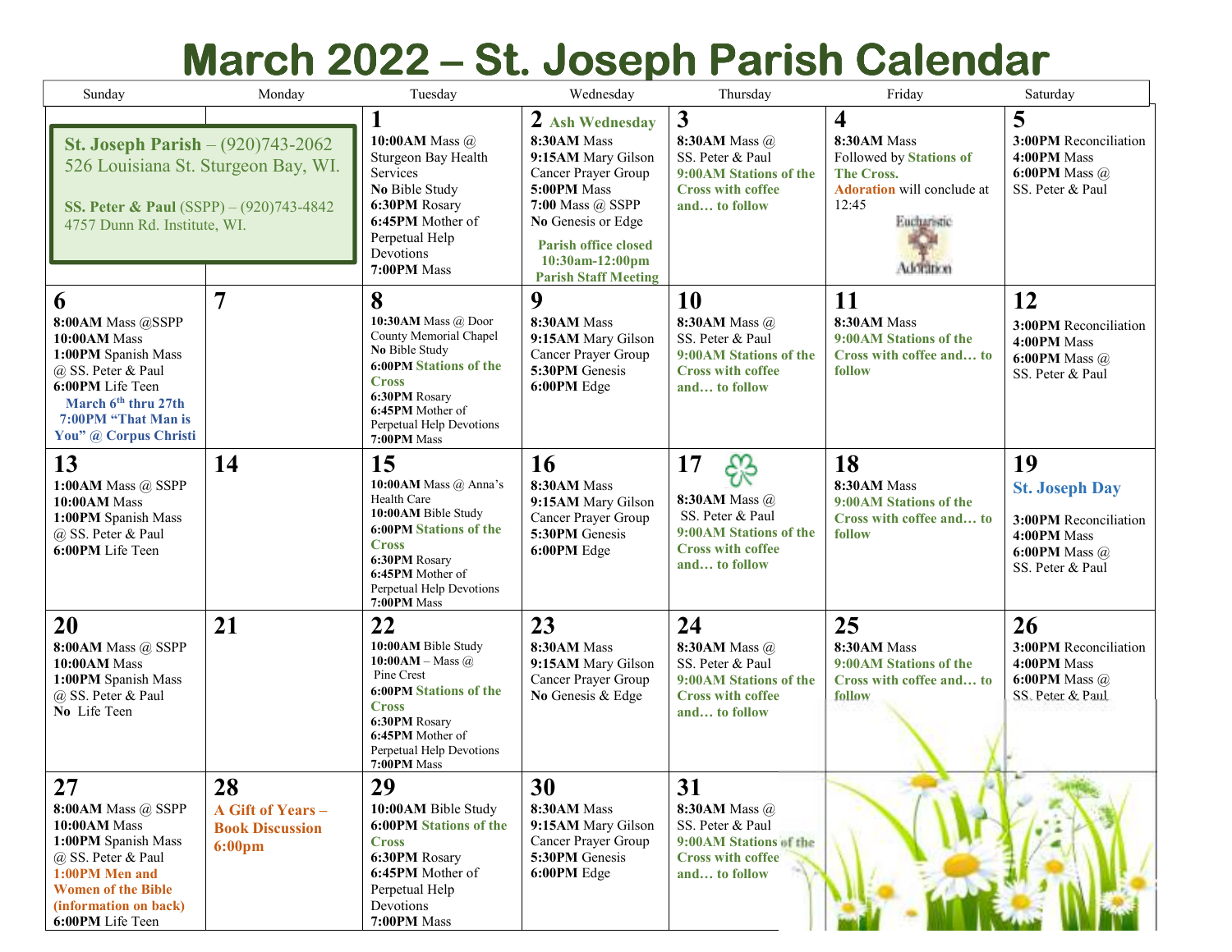# March 2022 – St. Joseph Parish Calendar

| Sunday | Monday | Tuesday | Wednesday | Thursday | Friday | Saturday |
|---|---|---|---|---|---|---|
| **St. Joseph Parish** – (920)743-2062 526 Louisiana St. Sturgeon Bay, WI.<br><br>**SS. Peter & Paul** (SSPP) – (920)743-4842 4757 Dunn Rd. Institute, WI. | | **1**<br>**10:00AM** Mass @ Sturgeon Bay Health Services<br>**No** Bible Study<br>**6:30PM** Rosary<br>**6:45PM** Mother of Perpetual Help Devotions<br>**7:00PM** Mass | **2 Ash Wednesday**<br>**8:30AM** Mass<br>**9:15AM** Mary Gilson Cancer Prayer Group<br>**5:00PM** Mass<br>**7:00** Mass @ SSPP<br>**No** Genesis or Edge<br>**Parish office closed 10:30am-12:00pm Parish Staff Meeting** | **3**<br>**8:30AM** Mass @ SS. Peter & Paul<br>**9:00AM Stations of the Cross with coffee and… to follow** | **4**<br>**8:30AM** Mass<br>Followed by **Stations of The Cross.**<br>**Adoration** will conclude at 12:45<br>Eucharistic Adoration | **5**<br>**3:00PM** Reconciliation<br>**4:00PM** Mass<br>**6:00PM** Mass @ SS. Peter & Paul |
| **6**<br>**8:00AM** Mass @SSPP<br>**10:00AM** Mass<br>**1:00PM** Spanish Mass @ SS. Peter & Paul<br>**6:00PM** Life Teen<br>**March 6th thru 27th 7:00PM "That Man is You" @ Corpus Christi** | **7** | **8**<br>**10:30AM** Mass @ Door County Memorial Chapel<br>**No** Bible Study<br>**6:00PM Stations of the Cross**<br>**6:30PM** Rosary<br>**6:45PM** Mother of Perpetual Help Devotions<br>**7:00PM** Mass | **9**<br>**8:30AM** Mass<br>**9:15AM** Mary Gilson Cancer Prayer Group<br>**5:30PM** Genesis<br>**6:00PM** Edge | **10**<br>**8:30AM** Mass @ SS. Peter & Paul<br>**9:00AM Stations of the Cross with coffee and… to follow** | **11**<br>**8:30AM** Mass<br>**9:00AM Stations of the Cross with coffee and… to follow** | **12**<br>**3:00PM** Reconciliation<br>**4:00PM** Mass<br>**6:00PM** Mass @ SS. Peter & Paul |
| **13**<br>**1:00AM** Mass @ SSPP<br>**10:00AM** Mass<br>**1:00PM** Spanish Mass @ SS. Peter & Paul<br>**6:00PM** Life Teen | **14** | **15**<br>**10:00AM** Mass @ Anna's Health Care<br>**10:00AM** Bible Study<br>**6:00PM Stations of the Cross**<br>**6:30PM** Rosary<br>**6:45PM** Mother of Perpetual Help Devotions<br>**7:00PM** Mass | **16**<br>**8:30AM** Mass<br>**9:15AM** Mary Gilson Cancer Prayer Group<br>**5:30PM** Genesis<br>**6:00PM** Edge | **17**<br>**8:30AM** Mass @ SS. Peter & Paul<br>**9:00AM Stations of the Cross with coffee and… to follow** | **18**<br>**8:30AM** Mass<br>**9:00AM Stations of the Cross with coffee and… to follow** | **19**<br>**St. Joseph Day**<br>**3:00PM** Reconciliation<br>**4:00PM** Mass<br>**6:00PM** Mass @ SS. Peter & Paul |
| **20**<br>**8:00AM** Mass @ SSPP<br>**10:00AM** Mass<br>**1:00PM** Spanish Mass @ SS. Peter & Paul<br>**No** Life Teen | **21** | **22**<br>**10:00AM** Bible Study<br>**10:00AM** – Mass @ Pine Crest<br>**6:00PM Stations of the Cross**<br>**6:30PM** Rosary<br>**6:45PM** Mother of Perpetual Help Devotions<br>**7:00PM** Mass | **23**<br>**8:30AM** Mass<br>**9:15AM** Mary Gilson Cancer Prayer Group<br>**No** Genesis & Edge | **24**<br>**8:30AM** Mass @ SS. Peter & Paul<br>**9:00AM Stations of the Cross with coffee and… to follow** | **25**<br>**8:30AM** Mass<br>**9:00AM Stations of the Cross with coffee and… to follow** | **26**<br>**3:00PM** Reconciliation<br>**4:00PM** Mass<br>**6:00PM** Mass @ SS. Peter & Paul |
| **27**<br>**8:00AM** Mass @ SSPP<br>**10:00AM** Mass<br>**1:00PM** Spanish Mass @ SS. Peter & Paul<br>**1:00PM Men and Women of the Bible (information on back)**<br>**6:00PM** Life Teen | **28**<br>**A Gift of Years – Book Discussion 6:00pm** | **29**<br>**10:00AM** Bible Study<br>**6:00PM Stations of the Cross**<br>**6:30PM** Rosary<br>**6:45PM** Mother of Perpetual Help Devotions<br>**7:00PM** Mass | **30**<br>**8:30AM** Mass<br>**9:15AM** Mary Gilson Cancer Prayer Group<br>**5:30PM** Genesis<br>**6:00PM** Edge | **31**<br>**8:30AM** Mass @ SS. Peter & Paul<br>**9:00AM Stations of the Cross with coffee and… to follow** | | |